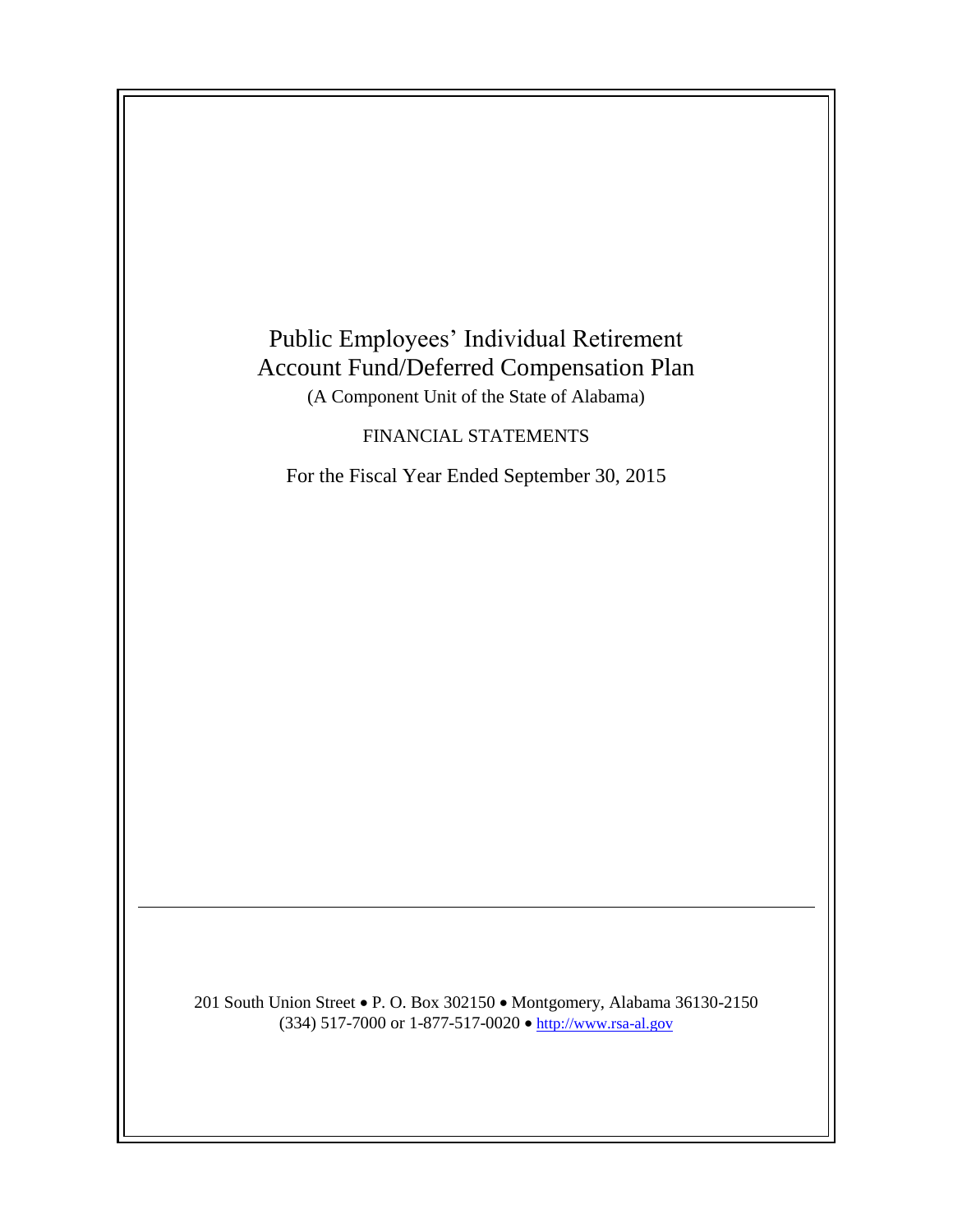# Public Employees' Individual Retirement Account Fund/Deferred Compensation Plan

(A Component Unit of the State of Alabama)

FINANCIAL STATEMENTS

For the Fiscal Year Ended September 30, 2015

---

201 South Union Street • P. O. Box 302150 • Montgomery, Alabama 36130-2150
(334) 517-7000 or 1-877-517-0020 • http://www.rsa-al.gov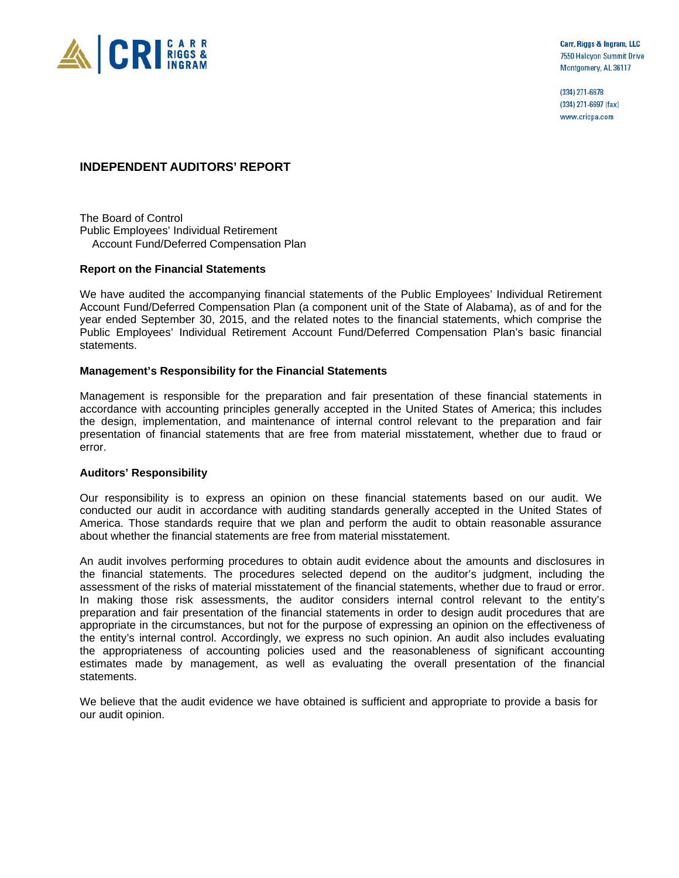CRI CARR RIGGS & INGRAM

Carr, Riggs & Ingram, LLC
7550 Halcyon Summit Drive
Montgomery, AL 36117

(334) 271-6678
(334) 271-6697 (fax)
www.cricpa.com

## INDEPENDENT AUDITORS' REPORT

The Board of Control
Public Employees' Individual Retirement
Account Fund/Deferred Compensation Plan

### Report on the Financial Statements

We have audited the accompanying financial statements of the Public Employees' Individual Retirement Account Fund/Deferred Compensation Plan (a component unit of the State of Alabama), as of and for the year ended September 30, 2015, and the related notes to the financial statements, which comprise the Public Employees' Individual Retirement Account Fund/Deferred Compensation Plan's basic financial statements.

### Management's Responsibility for the Financial Statements

Management is responsible for the preparation and fair presentation of these financial statements in accordance with accounting principles generally accepted in the United States of America; this includes the design, implementation, and maintenance of internal control relevant to the preparation and fair presentation of financial statements that are free from material misstatement, whether due to fraud or error.

### Auditors' Responsibility

Our responsibility is to express an opinion on these financial statements based on our audit. We conducted our audit in accordance with auditing standards generally accepted in the United States of America. Those standards require that we plan and perform the audit to obtain reasonable assurance about whether the financial statements are free from material misstatement.

An audit involves performing procedures to obtain audit evidence about the amounts and disclosures in the financial statements. The procedures selected depend on the auditor's judgment, including the assessment of the risks of material misstatement of the financial statements, whether due to fraud or error. In making those risk assessments, the auditor considers internal control relevant to the entity's preparation and fair presentation of the financial statements in order to design audit procedures that are appropriate in the circumstances, but not for the purpose of expressing an opinion on the effectiveness of the entity's internal control. Accordingly, we express no such opinion. An audit also includes evaluating the appropriateness of accounting policies used and the reasonableness of significant accounting estimates made by management, as well as evaluating the overall presentation of the financial statements.

We believe that the audit evidence we have obtained is sufficient and appropriate to provide a basis for our audit opinion.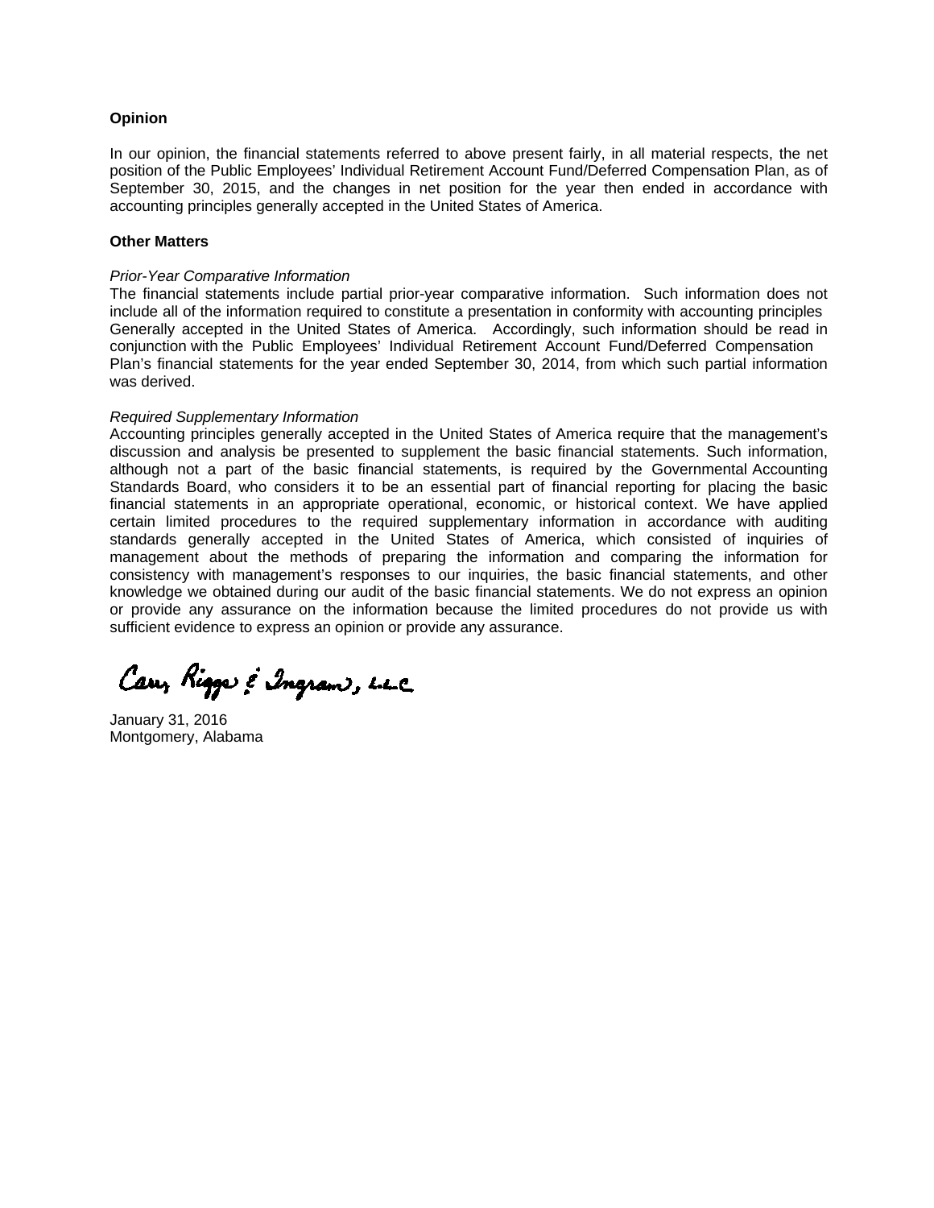**Opinion**

In our opinion, the financial statements referred to above present fairly, in all material respects, the net position of the Public Employees' Individual Retirement Account Fund/Deferred Compensation Plan, as of September 30, 2015, and the changes in net position for the year then ended in accordance with accounting principles generally accepted in the United States of America.

**Other Matters**

*Prior-Year Comparative Information*

The financial statements include partial prior-year comparative information. Such information does not include all of the information required to constitute a presentation in conformity with accounting principles Generally accepted in the United States of America. Accordingly, such information should be read in conjunction with the Public Employees' Individual Retirement Account Fund/Deferred Compensation Plan's financial statements for the year ended September 30, 2014, from which such partial information was derived.

*Required Supplementary Information*

Accounting principles generally accepted in the United States of America require that the management's discussion and analysis be presented to supplement the basic financial statements. Such information, although not a part of the basic financial statements, is required by the Governmental Accounting Standards Board, who considers it to be an essential part of financial reporting for placing the basic financial statements in an appropriate operational, economic, or historical context. We have applied certain limited procedures to the required supplementary information in accordance with auditing standards generally accepted in the United States of America, which consisted of inquiries of management about the methods of preparing the information and comparing the information for consistency with management's responses to our inquiries, the basic financial statements, and other knowledge we obtained during our audit of the basic financial statements. We do not express an opinion or provide any assurance on the information because the limited procedures do not provide us with sufficient evidence to express an opinion or provide any assurance.

Carr, Riggs & Ingram, LLC

January 31, 2016
Montgomery, Alabama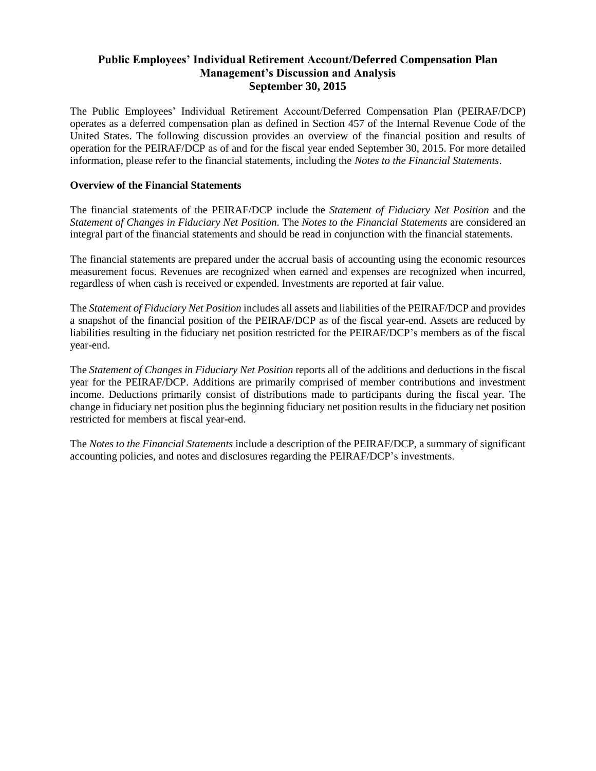# Public Employees' Individual Retirement Account/Deferred Compensation Plan
## Management's Discussion and Analysis
## September 30, 2015

The Public Employees' Individual Retirement Account/Deferred Compensation Plan (PEIRAF/DCP) operates as a deferred compensation plan as defined in Section 457 of the Internal Revenue Code of the United States. The following discussion provides an overview of the financial position and results of operation for the PEIRAF/DCP as of and for the fiscal year ended September 30, 2015. For more detailed information, please refer to the financial statements, including the *Notes to the Financial Statements*.

### Overview of the Financial Statements

The financial statements of the PEIRAF/DCP include the *Statement of Fiduciary Net Position* and the *Statement of Changes in Fiduciary Net Position*. The *Notes to the Financial Statements* are considered an integral part of the financial statements and should be read in conjunction with the financial statements.

The financial statements are prepared under the accrual basis of accounting using the economic resources measurement focus. Revenues are recognized when earned and expenses are recognized when incurred, regardless of when cash is received or expended. Investments are reported at fair value.

The *Statement of Fiduciary Net Position* includes all assets and liabilities of the PEIRAF/DCP and provides a snapshot of the financial position of the PEIRAF/DCP as of the fiscal year-end. Assets are reduced by liabilities resulting in the fiduciary net position restricted for the PEIRAF/DCP's members as of the fiscal year-end.

The *Statement of Changes in Fiduciary Net Position* reports all of the additions and deductions in the fiscal year for the PEIRAF/DCP. Additions are primarily comprised of member contributions and investment income. Deductions primarily consist of distributions made to participants during the fiscal year. The change in fiduciary net position plus the beginning fiduciary net position results in the fiduciary net position restricted for members at fiscal year-end.

The *Notes to the Financial Statements* include a description of the PEIRAF/DCP, a summary of significant accounting policies, and notes and disclosures regarding the PEIRAF/DCP's investments.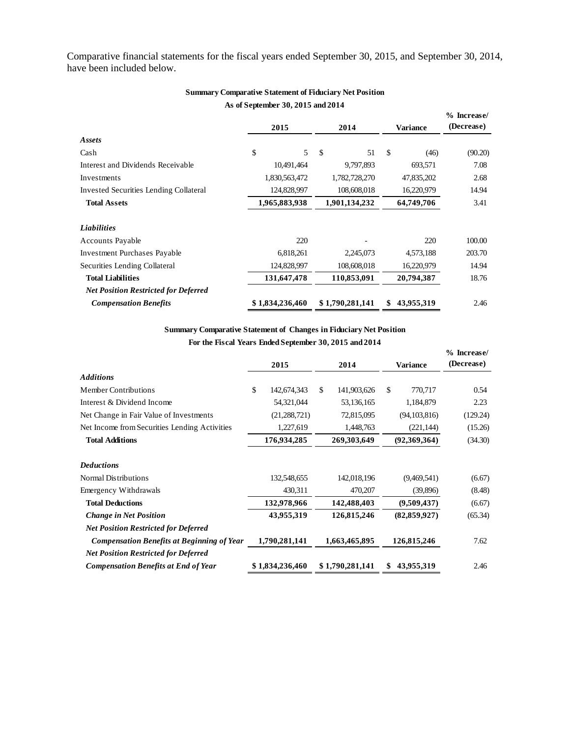Comparative financial statements for the fiscal years ended September 30, 2015, and September 30, 2014, have been included below.

**Summary Comparative Statement of Fiduciary Net Position**
**As of September 30, 2015 and 2014**

| | 2015 | 2014 | Variance | % Increase/ (Decrease) |
|---|---|---|---|---|
| ***Assets*** | | | | |
| Cash | $ 5 | $ 51 | $ (46) | (90.20) |
| Interest and Dividends Receivable | 10,491,464 | 9,797,893 | 693,571 | 7.08 |
| Investments | 1,830,563,472 | 1,782,728,270 | 47,835,202 | 2.68 |
| Invested Securities Lending Collateral | 124,828,997 | 108,608,018 | 16,220,979 | 14.94 |
| **Total Assets** | **1,965,883,938** | **1,901,134,232** | **64,749,706** | 3.41 |
| ***Liabilities*** | | | | |
| Accounts Payable | 220 | - | 220 | 100.00 |
| Investment Purchases Payable | 6,818,261 | 2,245,073 | 4,573,188 | 203.70 |
| Securities Lending Collateral | 124,828,997 | 108,608,018 | 16,220,979 | 14.94 |
| **Total Liabilities** | **131,647,478** | **110,853,091** | **20,794,387** | 18.76 |
| ***Net Position Restricted for Deferred Compensation Benefits*** | **$ 1,834,236,460** | **$ 1,790,281,141** | **$ 43,955,319** | 2.46 |

**Summary Comparative Statement of Changes in Fiduciary Net Position**
**For the Fiscal Years Ended September 30, 2015 and 2014**

| | 2015 | 2014 | Variance | % Increase/ (Decrease) |
|---|---|---|---|---|
| ***Additions*** | | | | |
| Member Contributions | $ 142,674,343 | $ 141,903,626 | $ 770,717 | 0.54 |
| Interest & Dividend Income | 54,321,044 | 53,136,165 | 1,184,879 | 2.23 |
| Net Change in Fair Value of Investments | (21,288,721) | 72,815,095 | (94,103,816) | (129.24) |
| Net Income from Securities Lending Activities | 1,227,619 | 1,448,763 | (221,144) | (15.26) |
| **Total Additions** | **176,934,285** | **269,303,649** | **(92,369,364)** | (34.30) |
| ***Deductions*** | | | | |
| Normal Distributions | 132,548,655 | 142,018,196 | (9,469,541) | (6.67) |
| Emergency Withdrawals | 430,311 | 470,207 | (39,896) | (8.48) |
| **Total Deductions** | **132,978,966** | **142,488,403** | **(9,509,437)** | (6.67) |
| ***Change in Net Position*** | **43,955,319** | **126,815,246** | **(82,859,927)** | (65.34) |
| ***Net Position Restricted for Deferred Compensation Benefits at Beginning of Year*** | **1,790,281,141** | **1,663,465,895** | **126,815,246** | 7.62 |
| ***Net Position Restricted for Deferred Compensation Benefits at End of Year*** | **$ 1,834,236,460** | **$ 1,790,281,141** | **$ 43,955,319** | 2.46 |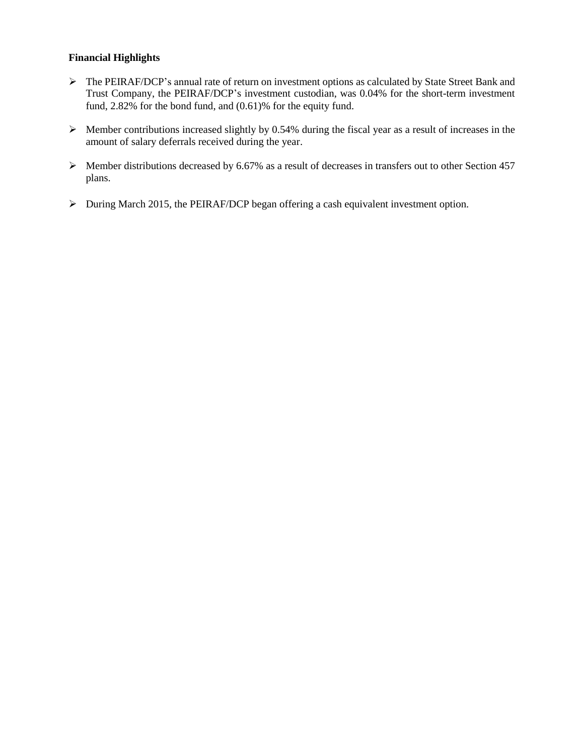**Financial Highlights**

- The PEIRAF/DCP's annual rate of return on investment options as calculated by State Street Bank and Trust Company, the PEIRAF/DCP's investment custodian, was 0.04% for the short-term investment fund, 2.82% for the bond fund, and (0.61)% for the equity fund.

- Member contributions increased slightly by 0.54% during the fiscal year as a result of increases in the amount of salary deferrals received during the year.

- Member distributions decreased by 6.67% as a result of decreases in transfers out to other Section 457 plans.

- During March 2015, the PEIRAF/DCP began offering a cash equivalent investment option.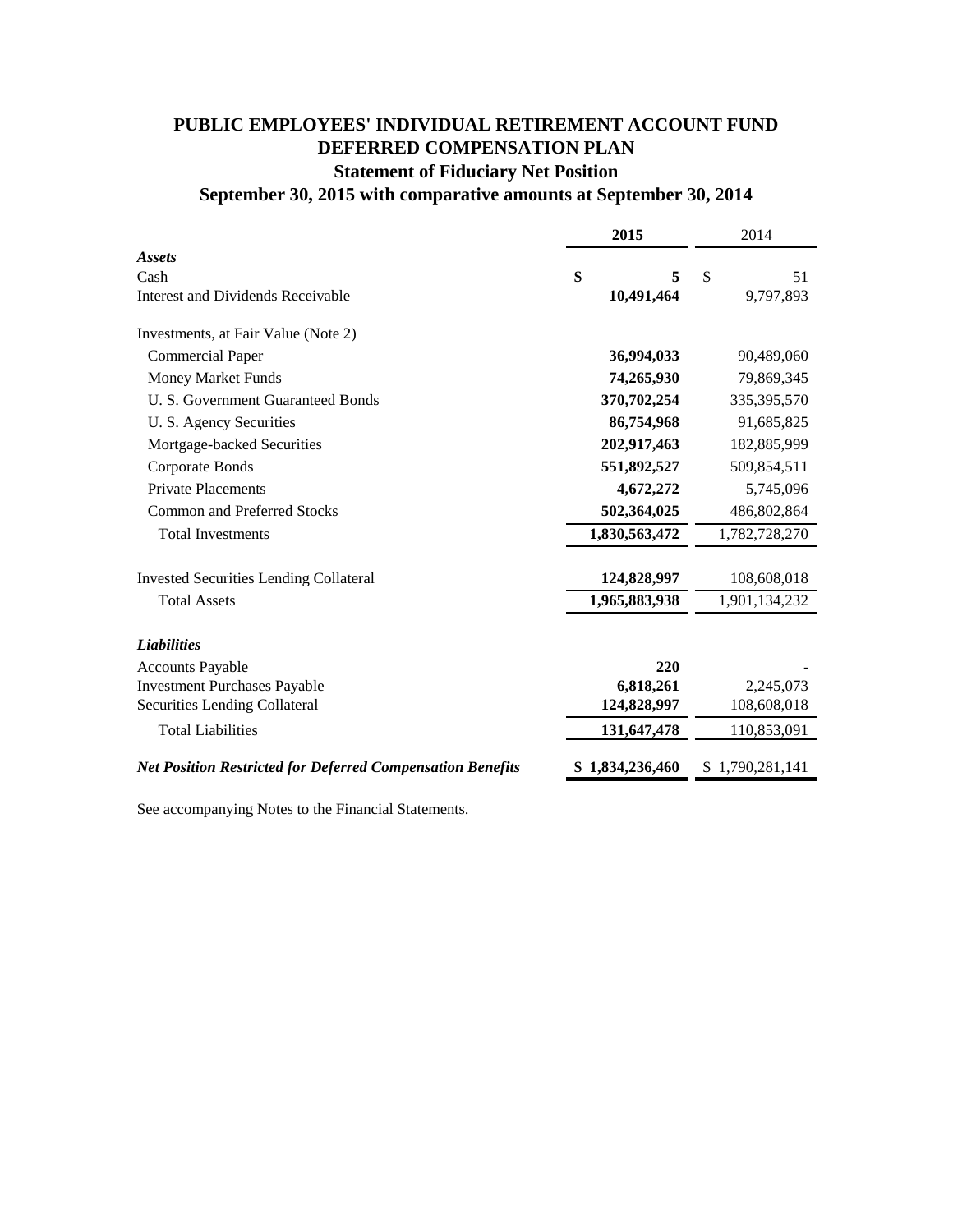# PUBLIC EMPLOYEES' INDIVIDUAL RETIREMENT ACCOUNT FUND
## DEFERRED COMPENSATION PLAN
### Statement of Fiduciary Net Position
### September 30, 2015 with comparative amounts at September 30, 2014

| | **2015** | 2014 |
|---|---|---|
| ***Assets*** | | |
| Cash | **$ 5** | $ 51 |
| Interest and Dividends Receivable | **10,491,464** | 9,797,893 |
| Investments, at Fair Value (Note 2) | | |
| Commercial Paper | **36,994,033** | 90,489,060 |
| Money Market Funds | **74,265,930** | 79,869,345 |
| U. S. Government Guaranteed Bonds | **370,702,254** | 335,395,570 |
| U. S. Agency Securities | **86,754,968** | 91,685,825 |
| Mortgage-backed Securities | **202,917,463** | 182,885,999 |
| Corporate Bonds | **551,892,527** | 509,854,511 |
| Private Placements | **4,672,272** | 5,745,096 |
| Common and Preferred Stocks | **502,364,025** | 486,802,864 |
| Total Investments | **1,830,563,472** | 1,782,728,270 |
| Invested Securities Lending Collateral | **124,828,997** | 108,608,018 |
| Total Assets | **1,965,883,938** | 1,901,134,232 |
| ***Liabilities*** | | |
| Accounts Payable | **220** | - |
| Investment Purchases Payable | **6,818,261** | 2,245,073 |
| Securities Lending Collateral | **124,828,997** | 108,608,018 |
| Total Liabilities | **131,647,478** | 110,853,091 |
| ***Net Position Restricted for Deferred Compensation Benefits*** | **$ 1,834,236,460** | $ 1,790,281,141 |

See accompanying Notes to the Financial Statements.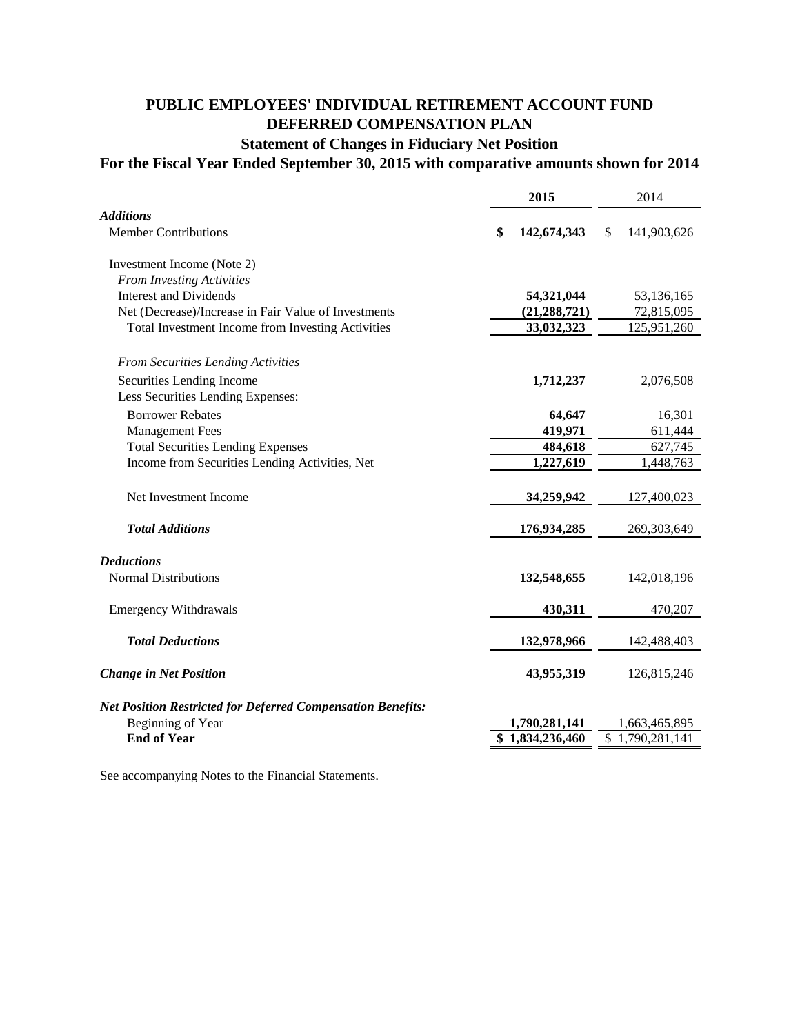# PUBLIC EMPLOYEES' INDIVIDUAL RETIREMENT ACCOUNT FUND
## DEFERRED COMPENSATION PLAN
### Statement of Changes in Fiduciary Net Position
### For the Fiscal Year Ended September 30, 2015 with comparative amounts shown for 2014

| | 2015 | 2014 |
|---|---|---|
| ***Additions*** | | |
| Member Contributions | **$ 142,674,343** | $ 141,903,626 |
| Investment Income (Note 2) | | |
| *From Investing Activities* | | |
| Interest and Dividends | **54,321,044** | 53,136,165 |
| Net (Decrease)/Increase in Fair Value of Investments | **(21,288,721)** | 72,815,095 |
| Total Investment Income from Investing Activities | **33,032,323** | 125,951,260 |
| *From Securities Lending Activities* | | |
| Securities Lending Income | **1,712,237** | 2,076,508 |
| Less Securities Lending Expenses: | | |
| Borrower Rebates | **64,647** | 16,301 |
| Management Fees | **419,971** | 611,444 |
| Total Securities Lending Expenses | **484,618** | 627,745 |
| Income from Securities Lending Activities, Net | **1,227,619** | 1,448,763 |
| Net Investment Income | **34,259,942** | 127,400,023 |
| ***Total Additions*** | **176,934,285** | 269,303,649 |
| ***Deductions*** | | |
| Normal Distributions | **132,548,655** | 142,018,196 |
| Emergency Withdrawals | **430,311** | 470,207 |
| ***Total Deductions*** | **132,978,966** | 142,488,403 |
| ***Change in Net Position*** | **43,955,319** | 126,815,246 |
| ***Net Position Restricted for Deferred Compensation Benefits:*** | | |
| Beginning of Year | **1,790,281,141** | 1,663,465,895 |
| **End of Year** | **$ 1,834,236,460** | $ 1,790,281,141 |

See accompanying Notes to the Financial Statements.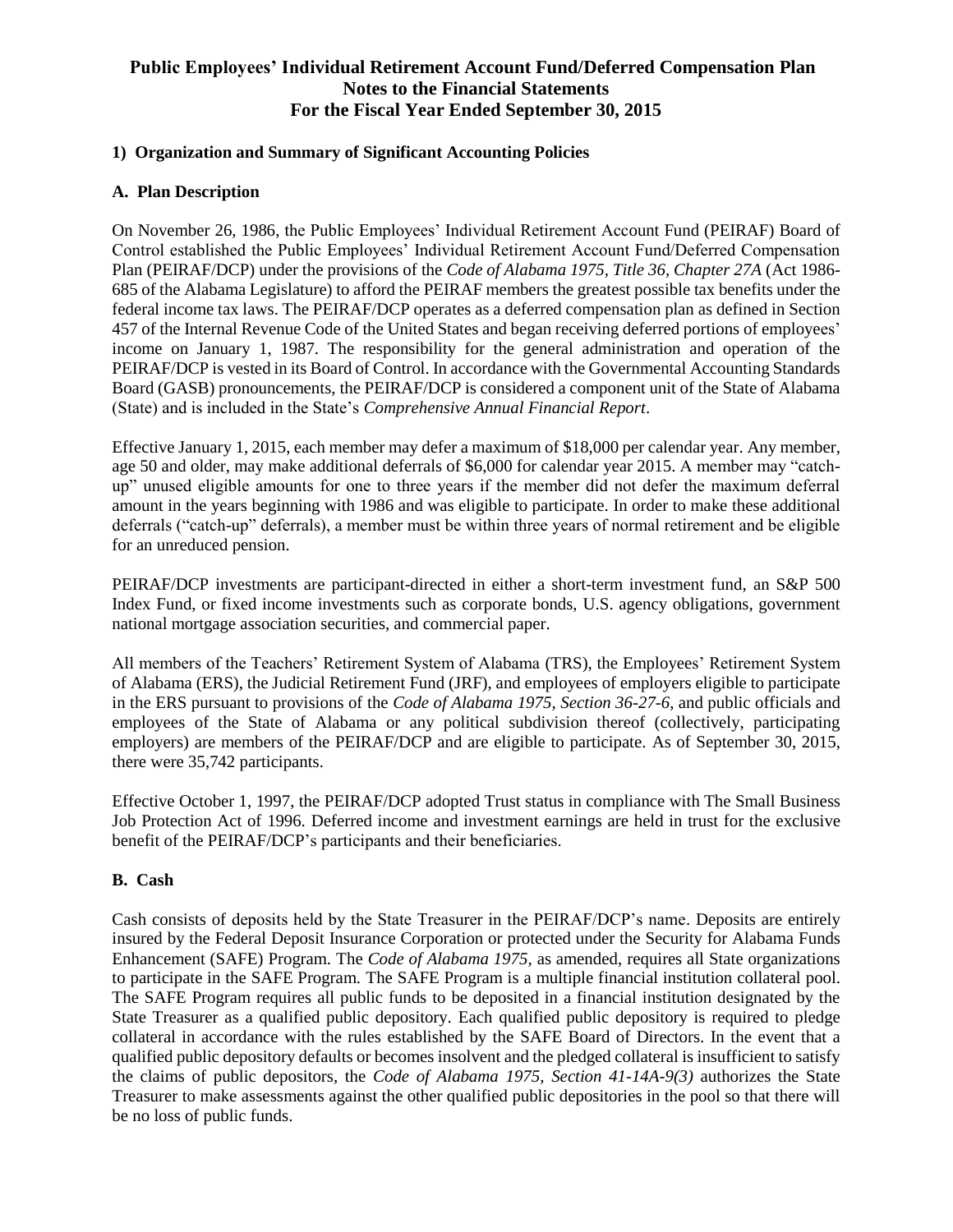# Public Employees' Individual Retirement Account Fund/Deferred Compensation Plan
# Notes to the Financial Statements
# For the Fiscal Year Ended September 30, 2015

## 1) Organization and Summary of Significant Accounting Policies

### A. Plan Description

On November 26, 1986, the Public Employees' Individual Retirement Account Fund (PEIRAF) Board of Control established the Public Employees' Individual Retirement Account Fund/Deferred Compensation Plan (PEIRAF/DCP) under the provisions of the *Code of Alabama 1975, Title 36, Chapter 27A* (Act 1986-685 of the Alabama Legislature) to afford the PEIRAF members the greatest possible tax benefits under the federal income tax laws. The PEIRAF/DCP operates as a deferred compensation plan as defined in Section 457 of the Internal Revenue Code of the United States and began receiving deferred portions of employees' income on January 1, 1987. The responsibility for the general administration and operation of the PEIRAF/DCP is vested in its Board of Control. In accordance with the Governmental Accounting Standards Board (GASB) pronouncements, the PEIRAF/DCP is considered a component unit of the State of Alabama (State) and is included in the State's *Comprehensive Annual Financial Report*.

Effective January 1, 2015, each member may defer a maximum of $18,000 per calendar year. Any member, age 50 and older, may make additional deferrals of $6,000 for calendar year 2015. A member may "catch-up" unused eligible amounts for one to three years if the member did not defer the maximum deferral amount in the years beginning with 1986 and was eligible to participate. In order to make these additional deferrals ("catch-up" deferrals), a member must be within three years of normal retirement and be eligible for an unreduced pension.

PEIRAF/DCP investments are participant-directed in either a short-term investment fund, an S&P 500 Index Fund, or fixed income investments such as corporate bonds, U.S. agency obligations, government national mortgage association securities, and commercial paper.

All members of the Teachers' Retirement System of Alabama (TRS), the Employees' Retirement System of Alabama (ERS), the Judicial Retirement Fund (JRF), and employees of employers eligible to participate in the ERS pursuant to provisions of the *Code of Alabama 1975, Section 36-27-6*, and public officials and employees of the State of Alabama or any political subdivision thereof (collectively, participating employers) are members of the PEIRAF/DCP and are eligible to participate. As of September 30, 2015, there were 35,742 participants.

Effective October 1, 1997, the PEIRAF/DCP adopted Trust status in compliance with The Small Business Job Protection Act of 1996. Deferred income and investment earnings are held in trust for the exclusive benefit of the PEIRAF/DCP's participants and their beneficiaries.

### B. Cash

Cash consists of deposits held by the State Treasurer in the PEIRAF/DCP's name. Deposits are entirely insured by the Federal Deposit Insurance Corporation or protected under the Security for Alabama Funds Enhancement (SAFE) Program. The *Code of Alabama 1975*, as amended, requires all State organizations to participate in the SAFE Program. The SAFE Program is a multiple financial institution collateral pool. The SAFE Program requires all public funds to be deposited in a financial institution designated by the State Treasurer as a qualified public depository. Each qualified public depository is required to pledge collateral in accordance with the rules established by the SAFE Board of Directors. In the event that a qualified public depository defaults or becomes insolvent and the pledged collateral is insufficient to satisfy the claims of public depositors, the *Code of Alabama 1975, Section 41-14A-9(3)* authorizes the State Treasurer to make assessments against the other qualified public depositories in the pool so that there will be no loss of public funds.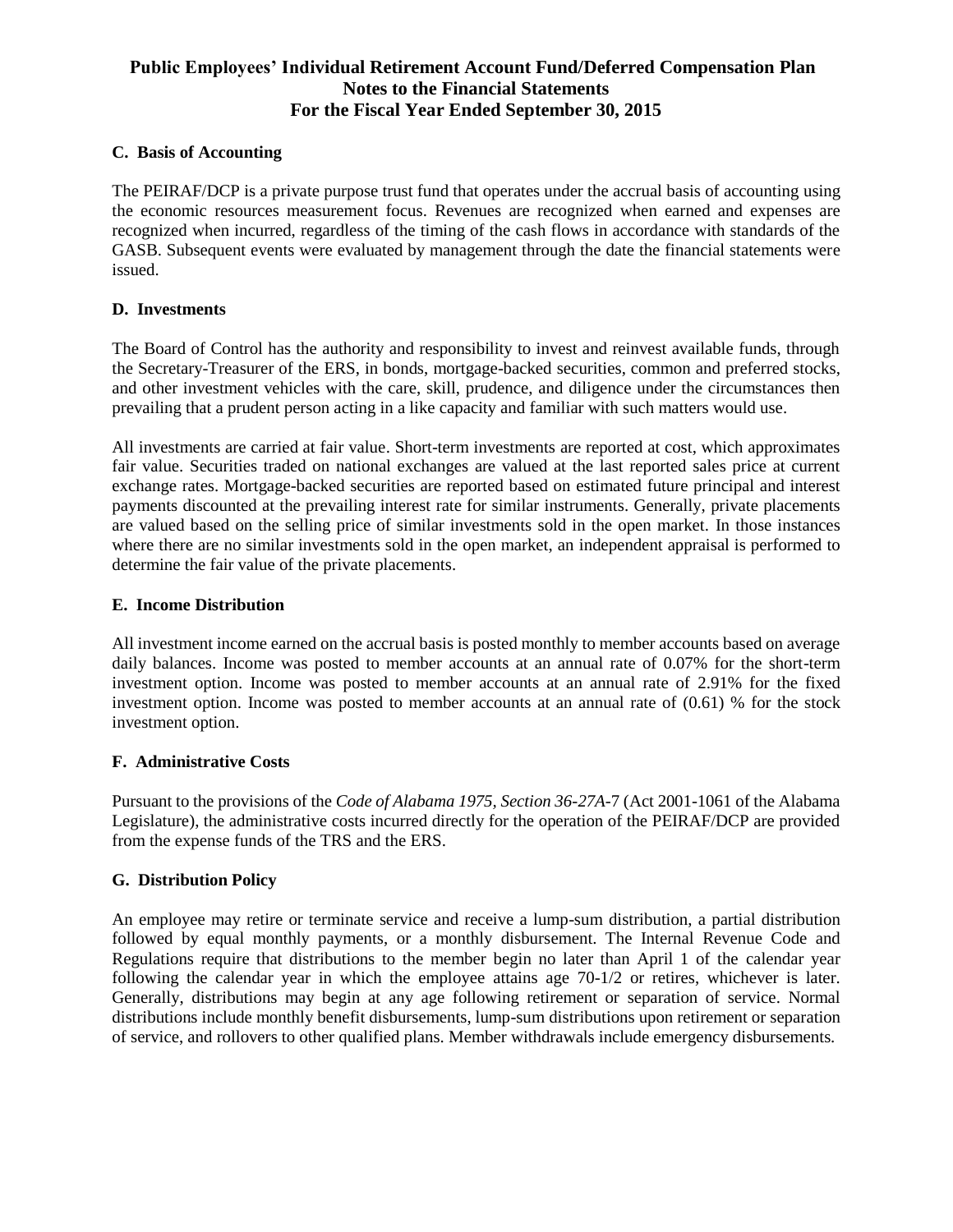**C. Basis of Accounting**

The PEIRAF/DCP is a private purpose trust fund that operates under the accrual basis of accounting using the economic resources measurement focus. Revenues are recognized when earned and expenses are recognized when incurred, regardless of the timing of the cash flows in accordance with standards of the GASB. Subsequent events were evaluated by management through the date the financial statements were issued.

**D. Investments**

The Board of Control has the authority and responsibility to invest and reinvest available funds, through the Secretary-Treasurer of the ERS, in bonds, mortgage-backed securities, common and preferred stocks, and other investment vehicles with the care, skill, prudence, and diligence under the circumstances then prevailing that a prudent person acting in a like capacity and familiar with such matters would use.

All investments are carried at fair value. Short-term investments are reported at cost, which approximates fair value. Securities traded on national exchanges are valued at the last reported sales price at current exchange rates. Mortgage-backed securities are reported based on estimated future principal and interest payments discounted at the prevailing interest rate for similar instruments. Generally, private placements are valued based on the selling price of similar investments sold in the open market. In those instances where there are no similar investments sold in the open market, an independent appraisal is performed to determine the fair value of the private placements.

**E. Income Distribution**

All investment income earned on the accrual basis is posted monthly to member accounts based on average daily balances. Income was posted to member accounts at an annual rate of 0.07% for the short-term investment option. Income was posted to member accounts at an annual rate of 2.91% for the fixed investment option. Income was posted to member accounts at an annual rate of (0.61) % for the stock investment option.

**F. Administrative Costs**

Pursuant to the provisions of the *Code of Alabama 1975, Section 36-27A*-7 (Act 2001-1061 of the Alabama Legislature), the administrative costs incurred directly for the operation of the PEIRAF/DCP are provided from the expense funds of the TRS and the ERS.

**G. Distribution Policy**

An employee may retire or terminate service and receive a lump-sum distribution, a partial distribution followed by equal monthly payments, or a monthly disbursement. The Internal Revenue Code and Regulations require that distributions to the member begin no later than April 1 of the calendar year following the calendar year in which the employee attains age 70-1/2 or retires, whichever is later. Generally, distributions may begin at any age following retirement or separation of service. Normal distributions include monthly benefit disbursements, lump-sum distributions upon retirement or separation of service, and rollovers to other qualified plans. Member withdrawals include emergency disbursements.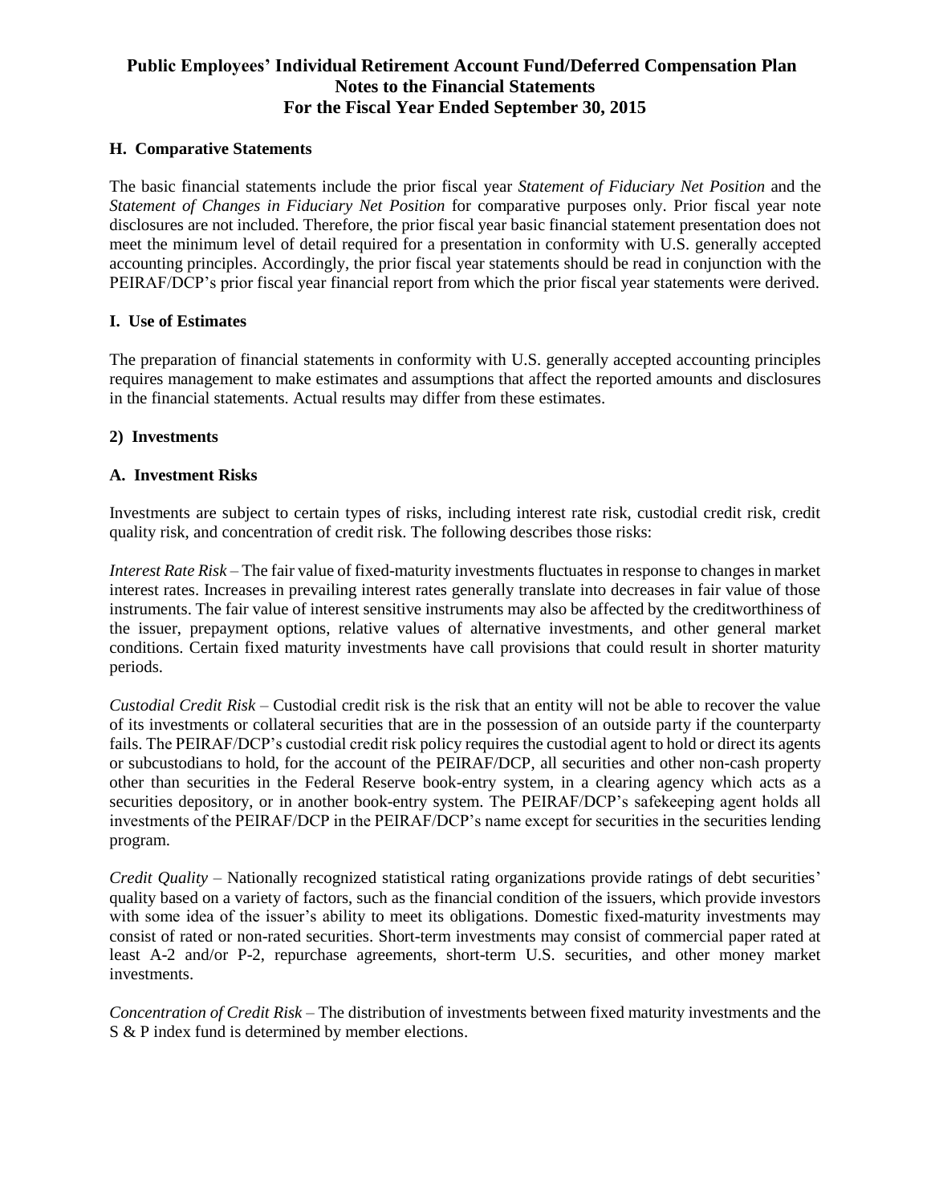### H. Comparative Statements

The basic financial statements include the prior fiscal year *Statement of Fiduciary Net Position* and the *Statement of Changes in Fiduciary Net Position* for comparative purposes only. Prior fiscal year note disclosures are not included. Therefore, the prior fiscal year basic financial statement presentation does not meet the minimum level of detail required for a presentation in conformity with U.S. generally accepted accounting principles. Accordingly, the prior fiscal year statements should be read in conjunction with the PEIRAF/DCP's prior fiscal year financial report from which the prior fiscal year statements were derived.

### I. Use of Estimates

The preparation of financial statements in conformity with U.S. generally accepted accounting principles requires management to make estimates and assumptions that affect the reported amounts and disclosures in the financial statements. Actual results may differ from these estimates.

## 2) Investments

### A. Investment Risks

Investments are subject to certain types of risks, including interest rate risk, custodial credit risk, credit quality risk, and concentration of credit risk. The following describes those risks:

*Interest Rate Risk* – The fair value of fixed-maturity investments fluctuates in response to changes in market interest rates. Increases in prevailing interest rates generally translate into decreases in fair value of those instruments. The fair value of interest sensitive instruments may also be affected by the creditworthiness of the issuer, prepayment options, relative values of alternative investments, and other general market conditions. Certain fixed maturity investments have call provisions that could result in shorter maturity periods.

*Custodial Credit Risk* – Custodial credit risk is the risk that an entity will not be able to recover the value of its investments or collateral securities that are in the possession of an outside party if the counterparty fails. The PEIRAF/DCP's custodial credit risk policy requires the custodial agent to hold or direct its agents or subcustodians to hold, for the account of the PEIRAF/DCP, all securities and other non-cash property other than securities in the Federal Reserve book-entry system, in a clearing agency which acts as a securities depository, or in another book-entry system. The PEIRAF/DCP's safekeeping agent holds all investments of the PEIRAF/DCP in the PEIRAF/DCP's name except for securities in the securities lending program.

*Credit Quality* – Nationally recognized statistical rating organizations provide ratings of debt securities' quality based on a variety of factors, such as the financial condition of the issuers, which provide investors with some idea of the issuer's ability to meet its obligations. Domestic fixed-maturity investments may consist of rated or non-rated securities. Short-term investments may consist of commercial paper rated at least A-2 and/or P-2, repurchase agreements, short-term U.S. securities, and other money market investments.

*Concentration of Credit Risk* – The distribution of investments between fixed maturity investments and the S & P index fund is determined by member elections.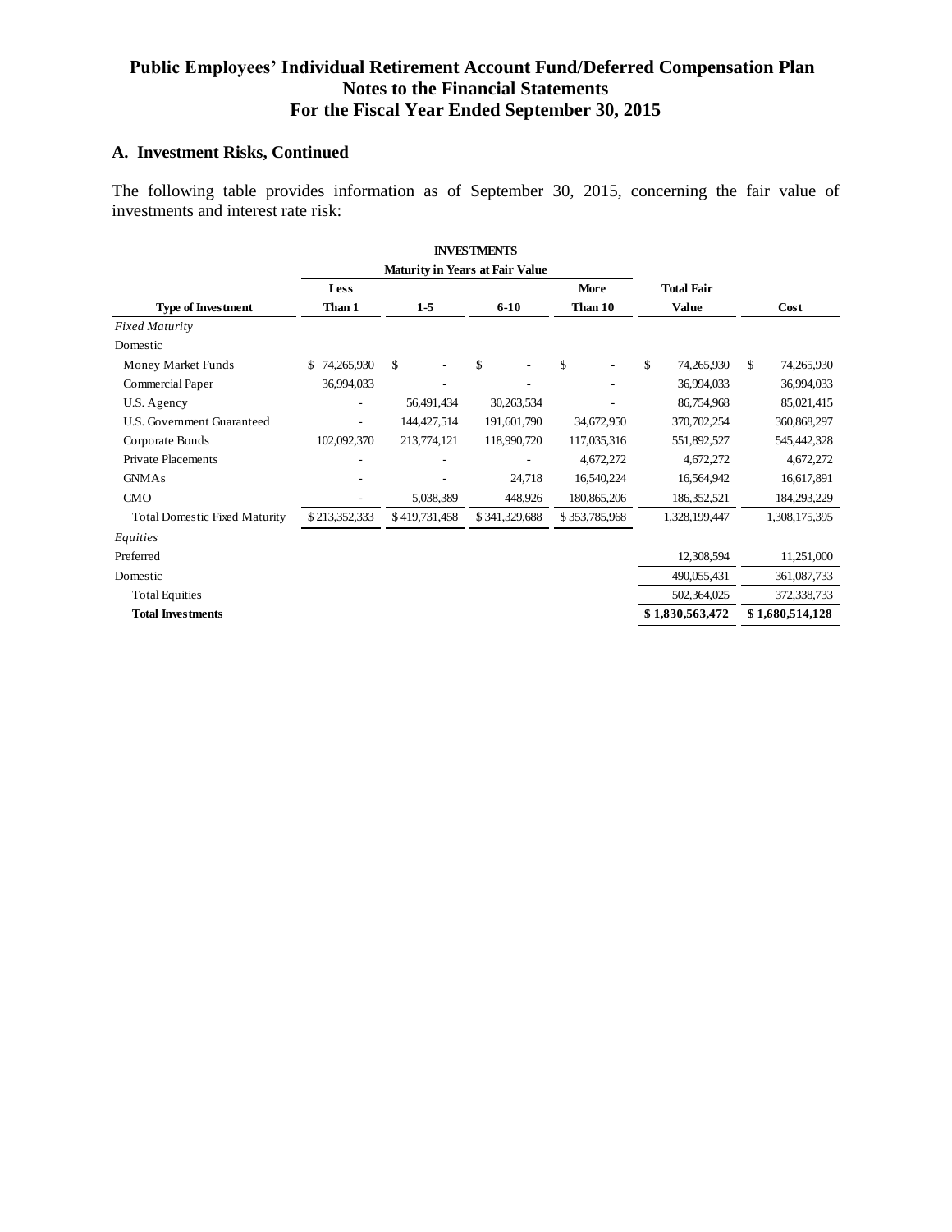# Public Employees' Individual Retirement Account Fund/Deferred Compensation Plan
## Notes to the Financial Statements
## For the Fiscal Year Ended September 30, 2015

### A. Investment Risks, Continued

The following table provides information as of September 30, 2015, concerning the fair value of investments and interest rate risk:

**INVESTMENTS**

| | Maturity in Years at Fair Value | | | | | |
|---|---|---|---|---|---|---|
| **Type of Investment** | **Less Than 1** | **1-5** | **6-10** | **More Than 10** | **Total Fair Value** | **Cost** |
| *Fixed Maturity* | | | | | | |
| Domestic | | | | | | |
| Money Market Funds | $ 74,265,930 | $ - | $ - | $ - | $ 74,265,930 | $ 74,265,930 |
| Commercial Paper | 36,994,033 | - | - | - | 36,994,033 | 36,994,033 |
| U.S. Agency | - | 56,491,434 | 30,263,534 | - | 86,754,968 | 85,021,415 |
| U.S. Government Guaranteed | - | 144,427,514 | 191,601,790 | 34,672,950 | 370,702,254 | 360,868,297 |
| Corporate Bonds | 102,092,370 | 213,774,121 | 118,990,720 | 117,035,316 | 551,892,527 | 545,442,328 |
| Private Placements | - | - | - | 4,672,272 | 4,672,272 | 4,672,272 |
| GNMAs | - | - | 24,718 | 16,540,224 | 16,564,942 | 16,617,891 |
| CMO | - | 5,038,389 | 448,926 | 180,865,206 | 186,352,521 | 184,293,229 |
| Total Domestic Fixed Maturity | $ 213,352,333 | $ 419,731,458 | $ 341,329,688 | $ 353,785,968 | 1,328,199,447 | 1,308,175,395 |
| *Equities* | | | | | | |
| Preferred | | | | | 12,308,594 | 11,251,000 |
| Domestic | | | | | 490,055,431 | 361,087,733 |
| Total Equities | | | | | 502,364,025 | 372,338,733 |
| **Total Investments** | | | | | **$ 1,830,563,472** | **$ 1,680,514,128** |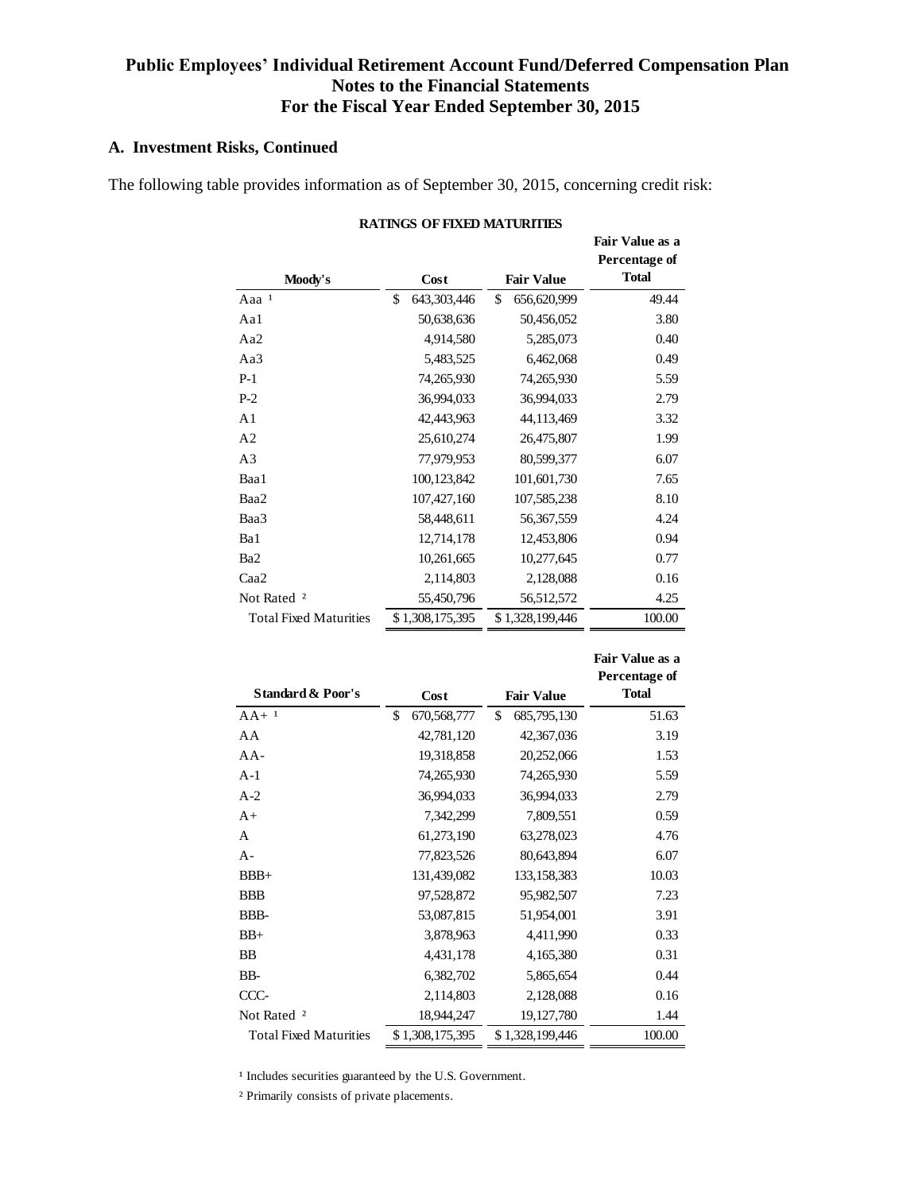# Public Employees' Individual Retirement Account Fund/Deferred Compensation Plan
## Notes to the Financial Statements
## For the Fiscal Year Ended September 30, 2015

### A. Investment Risks, Continued

The following table provides information as of September 30, 2015, concerning credit risk:

**RATINGS OF FIXED MATURITIES**

| Moody's | Cost | Fair Value | Fair Value as a Percentage of Total |
|---|---|---|---|
| Aaa [1] | $ 643,303,446 | $ 656,620,999 | 49.44 |
| Aa1 | 50,638,636 | 50,456,052 | 3.80 |
| Aa2 | 4,914,580 | 5,285,073 | 0.40 |
| Aa3 | 5,483,525 | 6,462,068 | 0.49 |
| P-1 | 74,265,930 | 74,265,930 | 5.59 |
| P-2 | 36,994,033 | 36,994,033 | 2.79 |
| A1 | 42,443,963 | 44,113,469 | 3.32 |
| A2 | 25,610,274 | 26,475,807 | 1.99 |
| A3 | 77,979,953 | 80,599,377 | 6.07 |
| Baa1 | 100,123,842 | 101,601,730 | 7.65 |
| Baa2 | 107,427,160 | 107,585,238 | 8.10 |
| Baa3 | 58,448,611 | 56,367,559 | 4.24 |
| Ba1 | 12,714,178 | 12,453,806 | 0.94 |
| Ba2 | 10,261,665 | 10,277,645 | 0.77 |
| Caa2 | 2,114,803 | 2,128,088 | 0.16 |
| Not Rated [2] | 55,450,796 | 56,512,572 | 4.25 |
| Total Fixed Maturities | $ 1,308,175,395 | $ 1,328,199,446 | 100.00 |

| Standard & Poor's | Cost | Fair Value | Fair Value as a Percentage of Total |
|---|---|---|---|
| AA+ [1] | $ 670,568,777 | $ 685,795,130 | 51.63 |
| AA | 42,781,120 | 42,367,036 | 3.19 |
| AA- | 19,318,858 | 20,252,066 | 1.53 |
| A-1 | 74,265,930 | 74,265,930 | 5.59 |
| A-2 | 36,994,033 | 36,994,033 | 2.79 |
| A+ | 7,342,299 | 7,809,551 | 0.59 |
| A | 61,273,190 | 63,278,023 | 4.76 |
| A- | 77,823,526 | 80,643,894 | 6.07 |
| BBB+ | 131,439,082 | 133,158,383 | 10.03 |
| BBB | 97,528,872 | 95,982,507 | 7.23 |
| BBB- | 53,087,815 | 51,954,001 | 3.91 |
| BB+ | 3,878,963 | 4,411,990 | 0.33 |
| BB | 4,431,178 | 4,165,380 | 0.31 |
| BB- | 6,382,702 | 5,865,654 | 0.44 |
| CCC- | 2,114,803 | 2,128,088 | 0.16 |
| Not Rated [2] | 18,944,247 | 19,127,780 | 1.44 |
| Total Fixed Maturities | $ 1,308,175,395 | $ 1,328,199,446 | 100.00 |

[1] Includes securities guaranteed by the U.S. Government.

[2] Primarily consists of private placements.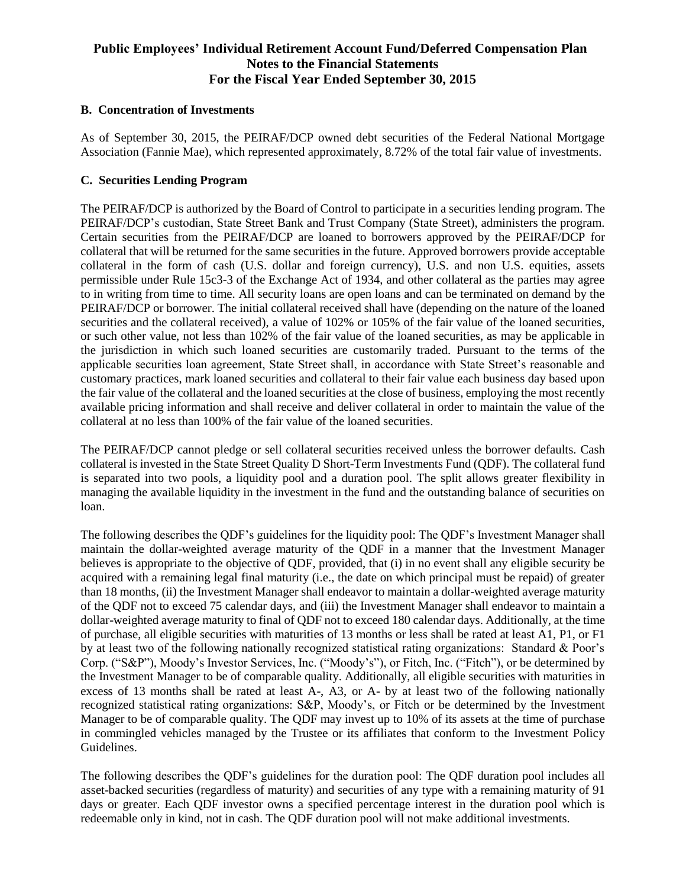### B. Concentration of Investments

As of September 30, 2015, the PEIRAF/DCP owned debt securities of the Federal National Mortgage Association (Fannie Mae), which represented approximately, 8.72% of the total fair value of investments.

### C. Securities Lending Program

The PEIRAF/DCP is authorized by the Board of Control to participate in a securities lending program. The PEIRAF/DCP's custodian, State Street Bank and Trust Company (State Street), administers the program. Certain securities from the PEIRAF/DCP are loaned to borrowers approved by the PEIRAF/DCP for collateral that will be returned for the same securities in the future. Approved borrowers provide acceptable collateral in the form of cash (U.S. dollar and foreign currency), U.S. and non U.S. equities, assets permissible under Rule 15c3-3 of the Exchange Act of 1934, and other collateral as the parties may agree to in writing from time to time. All security loans are open loans and can be terminated on demand by the PEIRAF/DCP or borrower. The initial collateral received shall have (depending on the nature of the loaned securities and the collateral received), a value of 102% or 105% of the fair value of the loaned securities, or such other value, not less than 102% of the fair value of the loaned securities, as may be applicable in the jurisdiction in which such loaned securities are customarily traded. Pursuant to the terms of the applicable securities loan agreement, State Street shall, in accordance with State Street's reasonable and customary practices, mark loaned securities and collateral to their fair value each business day based upon the fair value of the collateral and the loaned securities at the close of business, employing the most recently available pricing information and shall receive and deliver collateral in order to maintain the value of the collateral at no less than 100% of the fair value of the loaned securities.

The PEIRAF/DCP cannot pledge or sell collateral securities received unless the borrower defaults. Cash collateral is invested in the State Street Quality D Short-Term Investments Fund (QDF). The collateral fund is separated into two pools, a liquidity pool and a duration pool. The split allows greater flexibility in managing the available liquidity in the investment in the fund and the outstanding balance of securities on loan.

The following describes the QDF's guidelines for the liquidity pool: The QDF's Investment Manager shall maintain the dollar-weighted average maturity of the QDF in a manner that the Investment Manager believes is appropriate to the objective of QDF, provided, that (i) in no event shall any eligible security be acquired with a remaining legal final maturity (i.e., the date on which principal must be repaid) of greater than 18 months, (ii) the Investment Manager shall endeavor to maintain a dollar-weighted average maturity of the QDF not to exceed 75 calendar days, and (iii) the Investment Manager shall endeavor to maintain a dollar-weighted average maturity to final of QDF not to exceed 180 calendar days. Additionally, at the time of purchase, all eligible securities with maturities of 13 months or less shall be rated at least A1, P1, or F1 by at least two of the following nationally recognized statistical rating organizations: Standard & Poor's Corp. ("S&P"), Moody's Investor Services, Inc. ("Moody's"), or Fitch, Inc. ("Fitch"), or be determined by the Investment Manager to be of comparable quality. Additionally, all eligible securities with maturities in excess of 13 months shall be rated at least A-, A3, or A- by at least two of the following nationally recognized statistical rating organizations: S&P, Moody's, or Fitch or be determined by the Investment Manager to be of comparable quality. The QDF may invest up to 10% of its assets at the time of purchase in commingled vehicles managed by the Trustee or its affiliates that conform to the Investment Policy Guidelines.

The following describes the QDF's guidelines for the duration pool: The QDF duration pool includes all asset-backed securities (regardless of maturity) and securities of any type with a remaining maturity of 91 days or greater. Each QDF investor owns a specified percentage interest in the duration pool which is redeemable only in kind, not in cash. The QDF duration pool will not make additional investments.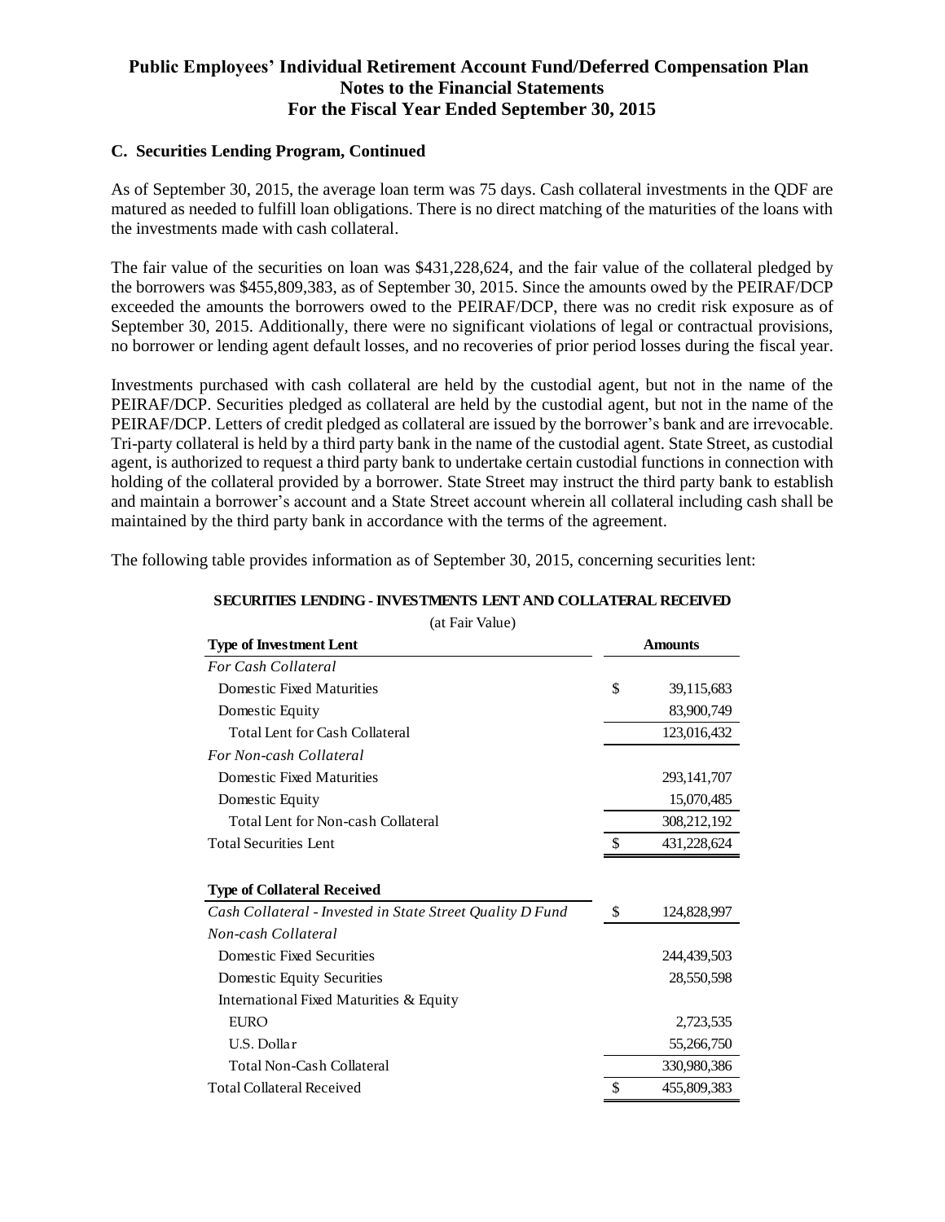Public Employees' Individual Retirement Account Fund/Deferred Compensation Plan
Notes to the Financial Statements
For the Fiscal Year Ended September 30, 2015

### C. Securities Lending Program, Continued

As of September 30, 2015, the average loan term was 75 days. Cash collateral investments in the QDF are matured as needed to fulfill loan obligations. There is no direct matching of the maturities of the loans with the investments made with cash collateral.

The fair value of the securities on loan was $431,228,624, and the fair value of the collateral pledged by the borrowers was $455,809,383, as of September 30, 2015. Since the amounts owed by the PEIRAF/DCP exceeded the amounts the borrowers owed to the PEIRAF/DCP, there was no credit risk exposure as of September 30, 2015. Additionally, there were no significant violations of legal or contractual provisions, no borrower or lending agent default losses, and no recoveries of prior period losses during the fiscal year.

Investments purchased with cash collateral are held by the custodial agent, but not in the name of the PEIRAF/DCP. Securities pledged as collateral are held by the custodial agent, but not in the name of the PEIRAF/DCP. Letters of credit pledged as collateral are issued by the borrower's bank and are irrevocable. Tri-party collateral is held by a third party bank in the name of the custodial agent. State Street, as custodial agent, is authorized to request a third party bank to undertake certain custodial functions in connection with holding of the collateral provided by a borrower. State Street may instruct the third party bank to establish and maintain a borrower's account and a State Street account wherein all collateral including cash shall be maintained by the third party bank in accordance with the terms of the agreement.

The following table provides information as of September 30, 2015, concerning securities lent:

**SECURITIES LENDING - INVESTMENTS LENT AND COLLATERAL RECEIVED**
(at Fair Value)

| Type of Investment Lent | Amounts |
|---|---|
| *For Cash Collateral* | |
| Domestic Fixed Maturities | $ 39,115,683 |
| Domestic Equity | 83,900,749 |
| Total Lent for Cash Collateral | 123,016,432 |
| *For Non-cash Collateral* | |
| Domestic Fixed Maturities | 293,141,707 |
| Domestic Equity | 15,070,485 |
| Total Lent for Non-cash Collateral | 308,212,192 |
| Total Securities Lent | $ 431,228,624 |
| | |
| **Type of Collateral Received** | |
| *Cash Collateral - Invested in State Street Quality D Fund* | $ 124,828,997 |
| *Non-cash Collateral* | |
| Domestic Fixed Securities | 244,439,503 |
| Domestic Equity Securities | 28,550,598 |
| International Fixed Maturities & Equity | |
| EURO | 2,723,535 |
| U.S. Dollar | 55,266,750 |
| Total Non-Cash Collateral | 330,980,386 |
| Total Collateral Received | $ 455,809,383 |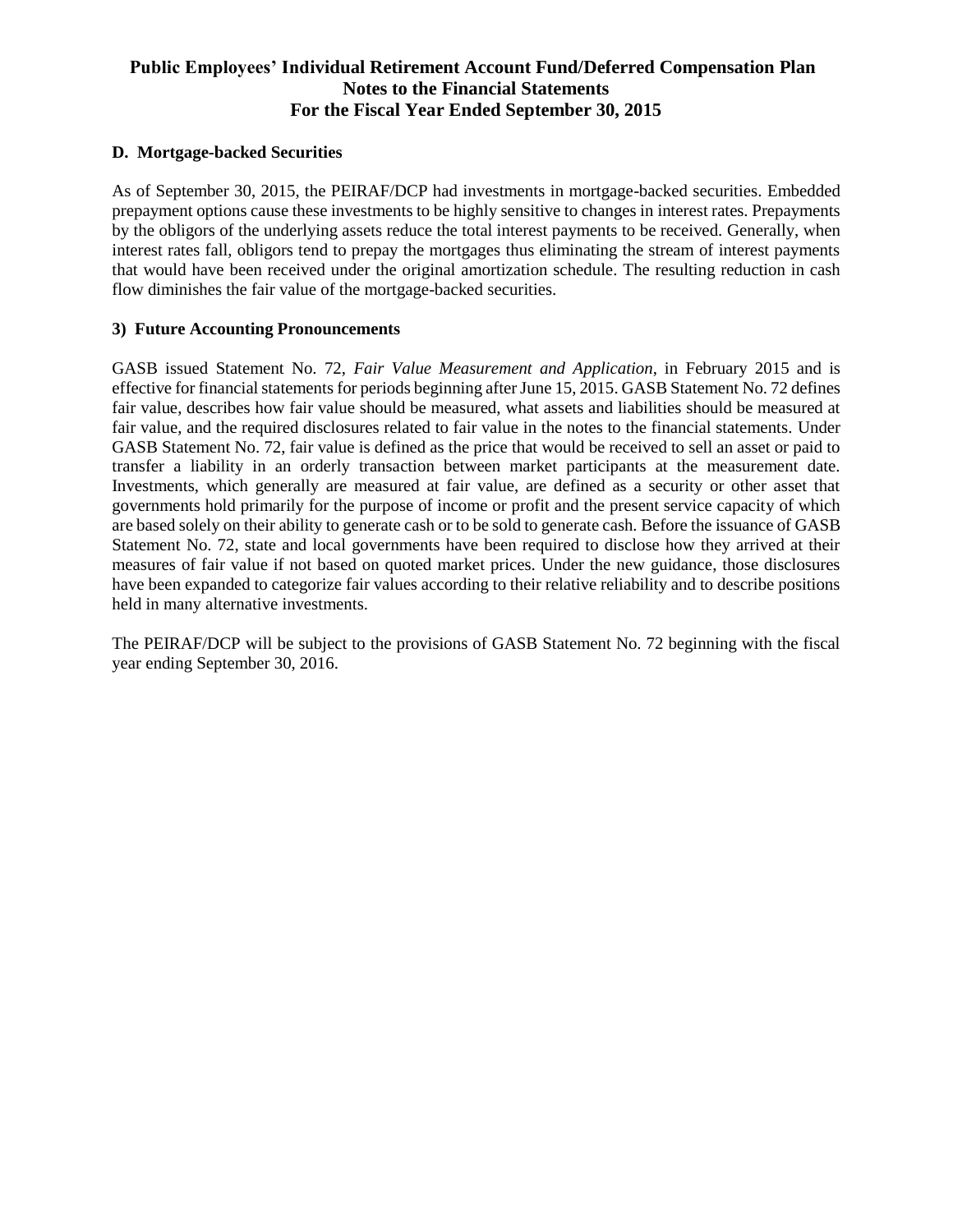# Public Employees' Individual Retirement Account Fund/Deferred Compensation Plan
## Notes to the Financial Statements
## For the Fiscal Year Ended September 30, 2015

### D. Mortgage-backed Securities

As of September 30, 2015, the PEIRAF/DCP had investments in mortgage-backed securities. Embedded prepayment options cause these investments to be highly sensitive to changes in interest rates. Prepayments by the obligors of the underlying assets reduce the total interest payments to be received. Generally, when interest rates fall, obligors tend to prepay the mortgages thus eliminating the stream of interest payments that would have been received under the original amortization schedule. The resulting reduction in cash flow diminishes the fair value of the mortgage-backed securities.

### 3) Future Accounting Pronouncements

GASB issued Statement No. 72, *Fair Value Measurement and Application*, in February 2015 and is effective for financial statements for periods beginning after June 15, 2015. GASB Statement No. 72 defines fair value, describes how fair value should be measured, what assets and liabilities should be measured at fair value, and the required disclosures related to fair value in the notes to the financial statements. Under GASB Statement No. 72, fair value is defined as the price that would be received to sell an asset or paid to transfer a liability in an orderly transaction between market participants at the measurement date. Investments, which generally are measured at fair value, are defined as a security or other asset that governments hold primarily for the purpose of income or profit and the present service capacity of which are based solely on their ability to generate cash or to be sold to generate cash. Before the issuance of GASB Statement No. 72, state and local governments have been required to disclose how they arrived at their measures of fair value if not based on quoted market prices. Under the new guidance, those disclosures have been expanded to categorize fair values according to their relative reliability and to describe positions held in many alternative investments.

The PEIRAF/DCP will be subject to the provisions of GASB Statement No. 72 beginning with the fiscal year ending September 30, 2016.